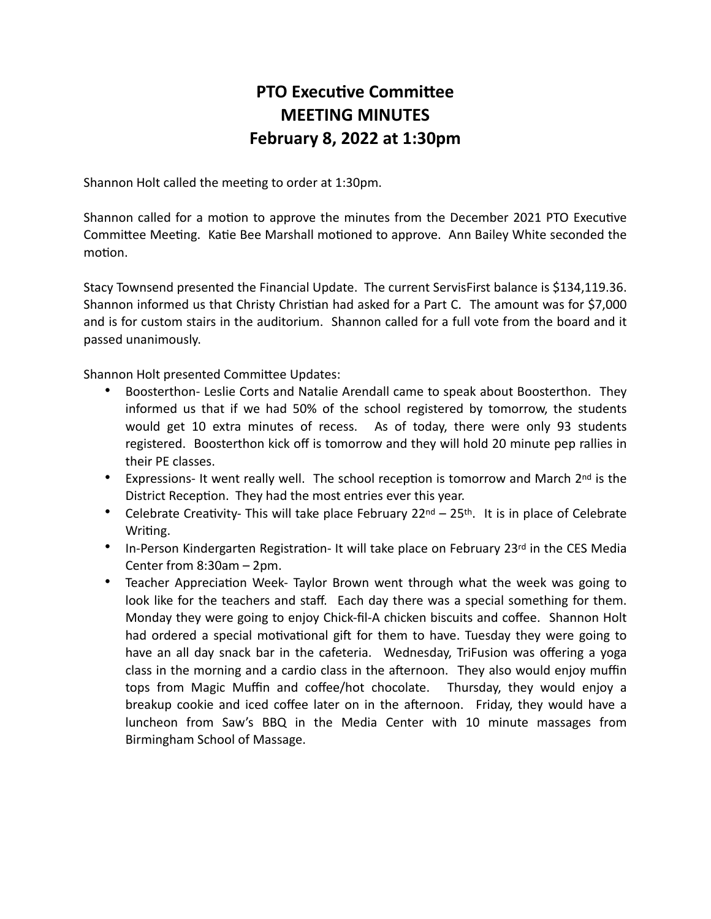# PTO Executive Committee
# MEETING MINUTES
# February 8, 2022 at 1:30pm

Shannon Holt called the meeting to order at 1:30pm.

Shannon called for a motion to approve the minutes from the December 2021 PTO Executive Committee Meeting. Katie Bee Marshall motioned to approve. Ann Bailey White seconded the motion.

Stacy Townsend presented the Financial Update. The current ServisFirst balance is $134,119.36. Shannon informed us that Christy Christian had asked for a Part C. The amount was for $7,000 and is for custom stairs in the auditorium. Shannon called for a full vote from the board and it passed unanimously.

Shannon Holt presented Committee Updates:

- Boosterthon- Leslie Corts and Natalie Arendall came to speak about Boosterthon. They informed us that if we had 50% of the school registered by tomorrow, the students would get 10 extra minutes of recess. As of today, there were only 93 students registered. Boosterthon kick off is tomorrow and they will hold 20 minute pep rallies in their PE classes.
- Expressions- It went really well. The school reception is tomorrow and March 2nd is the District Reception. They had the most entries ever this year.
- Celebrate Creativity- This will take place February 22nd – 25th. It is in place of Celebrate Writing.
- In-Person Kindergarten Registration- It will take place on February 23rd in the CES Media Center from 8:30am – 2pm.
- Teacher Appreciation Week- Taylor Brown went through what the week was going to look like for the teachers and staff. Each day there was a special something for them. Monday they were going to enjoy Chick-fil-A chicken biscuits and coffee. Shannon Holt had ordered a special motivational gift for them to have. Tuesday they were going to have an all day snack bar in the cafeteria. Wednesday, TriFusion was offering a yoga class in the morning and a cardio class in the afternoon. They also would enjoy muffin tops from Magic Muffin and coffee/hot chocolate. Thursday, they would enjoy a breakup cookie and iced coffee later on in the afternoon. Friday, they would have a luncheon from Saw's BBQ in the Media Center with 10 minute massages from Birmingham School of Massage.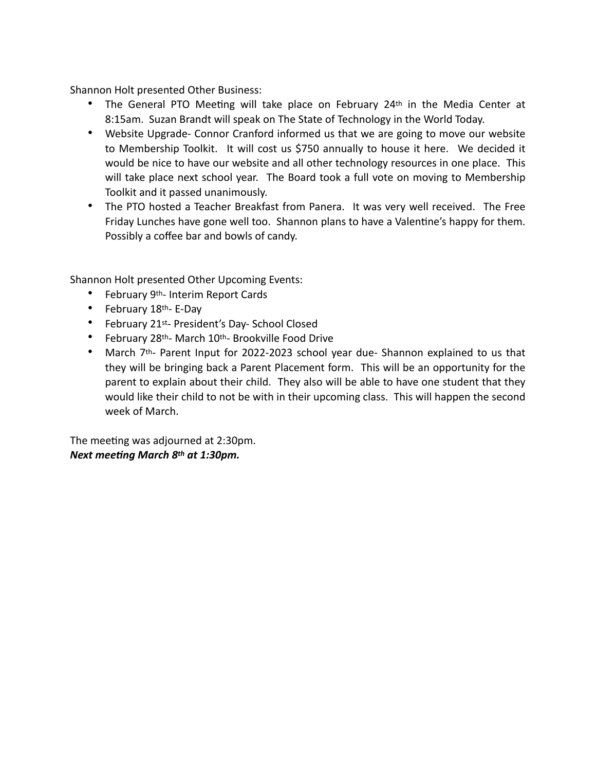Shannon Holt presented Other Business:

- The General PTO Meeting will take place on February 24th in the Media Center at 8:15am. Suzan Brandt will speak on The State of Technology in the World Today.
- Website Upgrade- Connor Cranford informed us that we are going to move our website to Membership Toolkit. It will cost us $750 annually to house it here. We decided it would be nice to have our website and all other technology resources in one place. This will take place next school year. The Board took a full vote on moving to Membership Toolkit and it passed unanimously.
- The PTO hosted a Teacher Breakfast from Panera. It was very well received. The Free Friday Lunches have gone well too. Shannon plans to have a Valentine's happy for them. Possibly a coffee bar and bowls of candy.

Shannon Holt presented Other Upcoming Events:

- February 9th- Interim Report Cards
- February 18th- E-Day
- February 21st- President's Day- School Closed
- February 28th- March 10th- Brookville Food Drive
- March 7th- Parent Input for 2022-2023 school year due- Shannon explained to us that they will be bringing back a Parent Placement form. This will be an opportunity for the parent to explain about their child. They also will be able to have one student that they would like their child to not be with in their upcoming class. This will happen the second week of March.

The meeting was adjourned at 2:30pm.
***Next meeting March 8th at 1:30pm.***